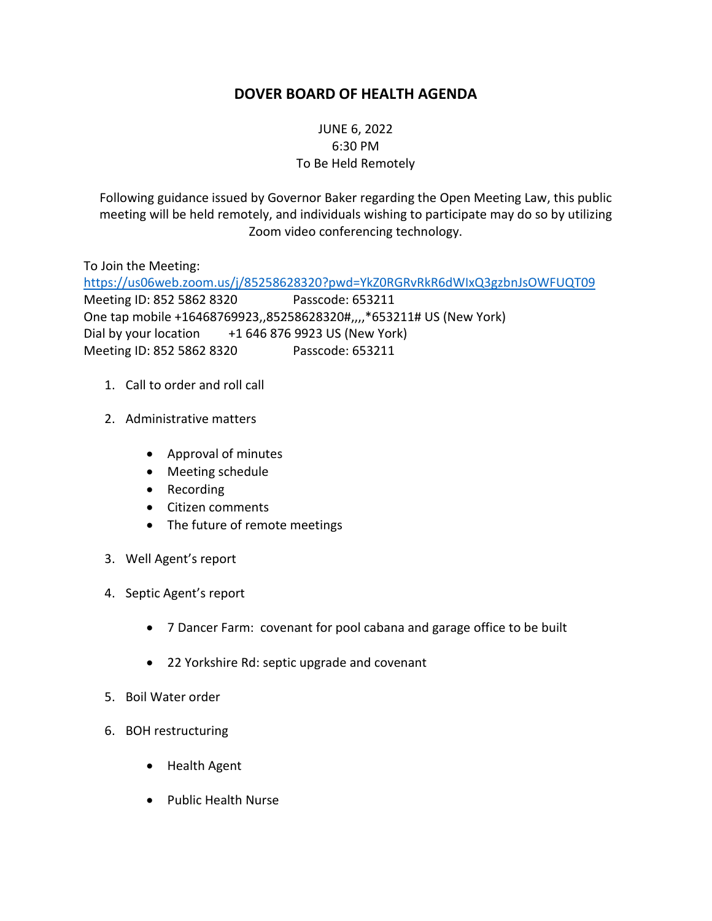# DOVER BOARD OF HEALTH AGENDA

JUNE 6, 2022
6:30 PM
To Be Held Remotely

Following guidance issued by Governor Baker regarding the Open Meeting Law, this public meeting will be held remotely, and individuals wishing to participate may do so by utilizing Zoom video conferencing technology.

To Join the Meeting:
https://us06web.zoom.us/j/85258628320?pwd=YkZ0RGRvRkR6dWIxQ3gzbnJsOWFUQT09
Meeting ID: 852 5862 8320 Passcode: 653211
One tap mobile +16468769923,,85258628320#,,,,*653211# US (New York)
Dial by your location +1 646 876 9923 US (New York)
Meeting ID: 852 5862 8320 Passcode: 653211

1. Call to order and roll call
2. Administrative matters
   - Approval of minutes
   - Meeting schedule
   - Recording
   - Citizen comments
   - The future of remote meetings
3. Well Agent's report
4. Septic Agent's report
   - 7 Dancer Farm: covenant for pool cabana and garage office to be built
   - 22 Yorkshire Rd: septic upgrade and covenant
5. Boil Water order
6. BOH restructuring
   - Health Agent
   - Public Health Nurse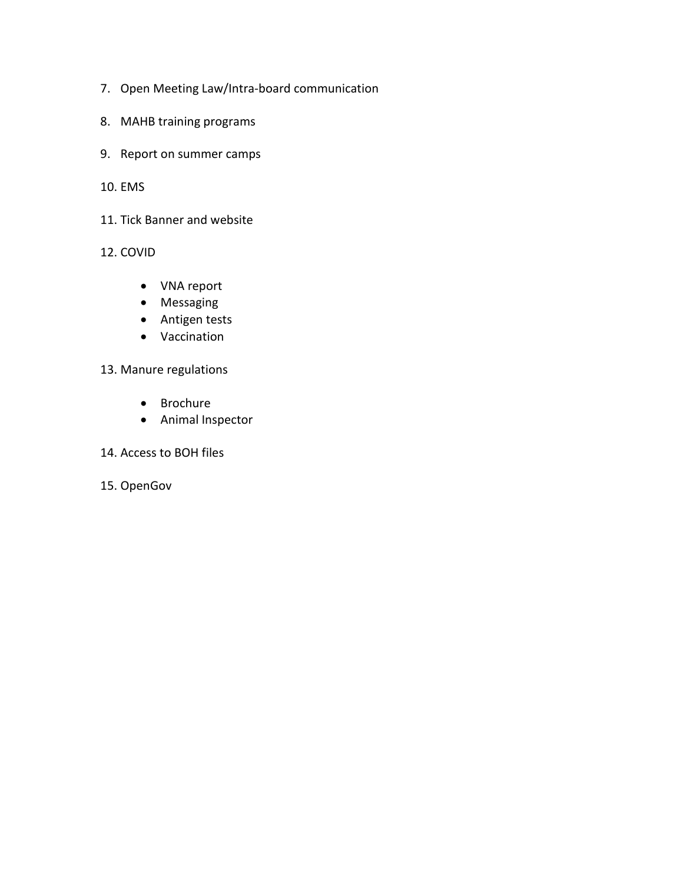7. Open Meeting Law/Intra-board communication

8. MAHB training programs

9. Report on summer camps

10. EMS

11. Tick Banner and website

12. COVID

    - VNA report
    - Messaging
    - Antigen tests
    - Vaccination

13. Manure regulations

    - Brochure
    - Animal Inspector

14. Access to BOH files

15. OpenGov